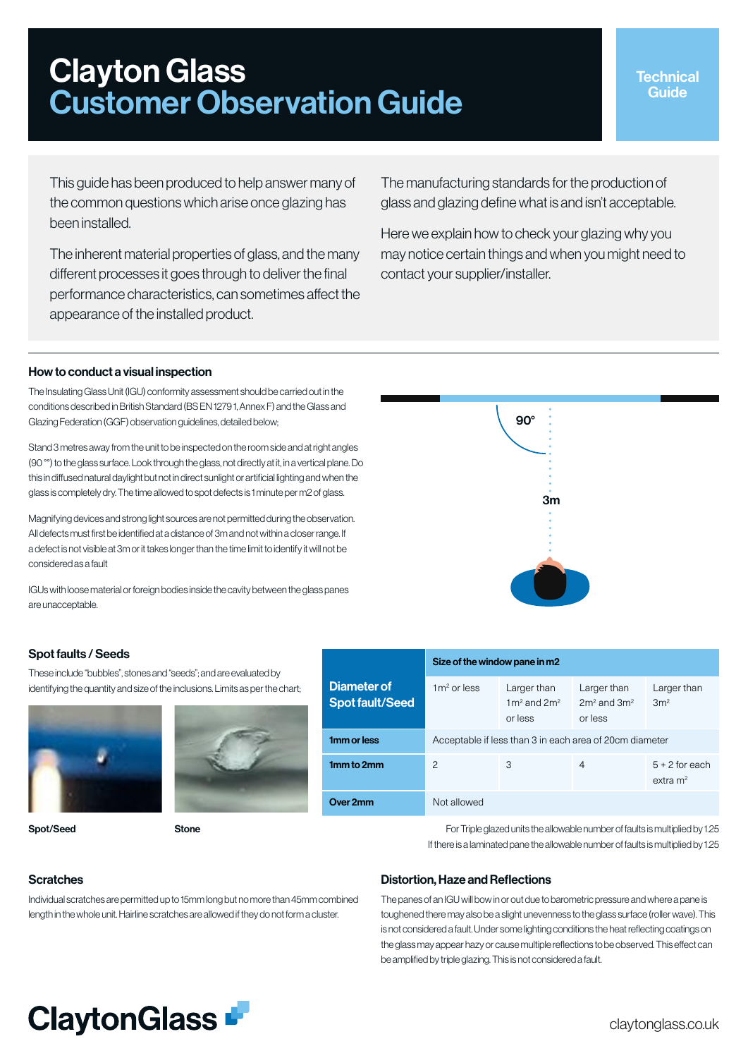# Clayton Glass
# Customer Observation Guide

Technical Guide

This guide has been produced to help answer many of the common questions which arise once glazing has been installed.

The inherent material properties of glass, and the many different processes it goes through to deliver the final performance characteristics, can sometimes affect the appearance of the installed product.

The manufacturing standards for the production of glass and glazing define what is and isn't acceptable.

Here we explain how to check your glazing why you may notice certain things and when you might need to contact your supplier/installer.

### How to conduct a visual inspection

The Insulating Glass Unit (IGU) conformity assessment should be carried out in the conditions described in British Standard (BS EN 1279 1, Annex F) and the Glass and Glazing Federation (GGF) observation guidelines, detailed below;

Stand 3 metres away from the unit to be inspected on the room side and at right angles (90 °°) to the glass surface. Look through the glass, not directly at it, in a vertical plane. Do this in diffused natural daylight but not in direct sunlight or artificial lighting and when the glass is completely dry. The time allowed to spot defects is 1 minute per m2 of glass.

Magnifying devices and strong light sources are not permitted during the observation. All defects must first be identified at a distance of 3m and not within a closer range. If a defect is not visible at 3m or it takes longer than the time limit to identify it will not be considered as a fault

IGUs with loose material or foreign bodies inside the cavity between the glass panes are unacceptable.

90°

3m

### Spot faults / Seeds

These include "bubbles", stones and "seeds"; and are evaluated by identifying the quantity and size of the inclusions. Limits as per the chart;

Spot/Seed

Stone

| Diameter of Spot fault/Seed | Size of the window pane in m2 | | | |
|---|---|---|---|---|
| | $1m^2$ or less | Larger than $1m^2$ and $2m^2$ or less | Larger than $2m^2$ and $3m^2$ or less | Larger than $3m^2$ |
| 1mm or less | Acceptable if less than 3 in each area of 20cm diameter | | | |
| 1mm to 2mm | 2 | 3 | 4 | 5 + 2 for each extra $m^2$ |
| Over 2mm | Not allowed | | | |

For Triple glazed units the allowable number of faults is multiplied by 1.25
If there is a laminated pane the allowable number of faults is multiplied by 1.25

### Scratches

Individual scratches are permitted up to 15mm long but no more than 45mm combined length in the whole unit. Hairline scratches are allowed if they do not form a cluster.

### Distortion, Haze and Reflections

The panes of an IGU will bow in or out due to barometric pressure and where a pane is toughened there may also be a slight unevenness to the glass surface (roller wave). This is not considered a fault. Under some lighting conditions the heat reflecting coatings on the glass may appear hazy or cause multiple reflections to be observed. This effect can be amplified by triple glazing. This is not considered a fault.

ClaytonGlass

claytonglass.co.uk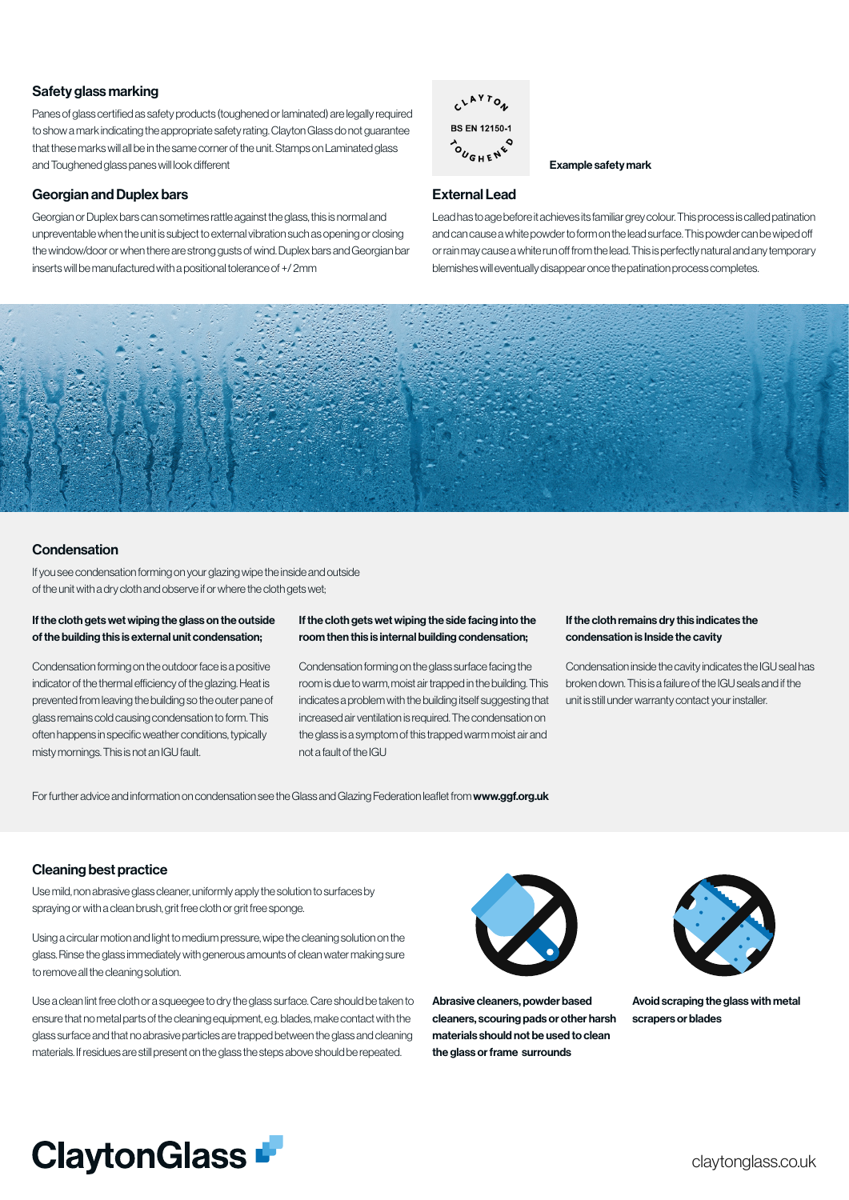## Safety glass marking

Panes of glass certified as safety products (toughened or laminated) are legally required to show a mark indicating the appropriate safety rating. Clayton Glass do not guarantee that these marks will all be in the same corner of the unit. Stamps on Laminated glass and Toughened glass panes will look different

CLAYTON
BS EN 12150-1
TOUGHENED

**Example safety mark**

## Georgian and Duplex bars

Georgian or Duplex bars can sometimes rattle against the glass, this is normal and unpreventable when the unit is subject to external vibration such as opening or closing the window/door or when there are strong gusts of wind. Duplex bars and Georgian bar inserts will be manufactured with a positional tolerance of +/ 2mm

## External Lead

Lead has to age before it achieves its familiar grey colour. This process is called patination and can cause a white powder to form on the lead surface. This powder can be wiped off or rain may cause a white run off from the lead. This is perfectly natural and any temporary blemishes will eventually disappear once the patination process completes.

## Condensation

If you see condensation forming on your glazing wipe the inside and outside of the unit with a dry cloth and observe if or where the cloth gets wet;

**If the cloth gets wet wiping the glass on the outside of the building this is external unit condensation;**

Condensation forming on the outdoor face is a positive indicator of the thermal efficiency of the glazing. Heat is prevented from leaving the building so the outer pane of glass remains cold causing condensation to form. This often happens in specific weather conditions, typically misty mornings. This is not an IGU fault.

**If the cloth gets wet wiping the side facing into the room then this is internal building condensation;**

Condensation forming on the glass surface facing the room is due to warm, moist air trapped in the building. This indicates a problem with the building itself suggesting that increased air ventilation is required. The condensation on the glass is a symptom of this trapped warm moist air and not a fault of the IGU

**If the cloth remains dry this indicates the condensation is Inside the cavity**

Condensation inside the cavity indicates the IGU seal has broken down. This is a failure of the IGU seals and if the unit is still under warranty contact your installer.

For further advice and information on condensation see the Glass and Glazing Federation leaflet from **www.ggf.org.uk**

## Cleaning best practice

Use mild, non abrasive glass cleaner, uniformly apply the solution to surfaces by spraying or with a clean brush, grit free cloth or grit free sponge.

Using a circular motion and light to medium pressure, wipe the cleaning solution on the glass. Rinse the glass immediately with generous amounts of clean water making sure to remove all the cleaning solution.

Use a clean lint free cloth or a squeegee to dry the glass surface. Care should be taken to ensure that no metal parts of the cleaning equipment, e.g. blades, make contact with the glass surface and that no abrasive particles are trapped between the glass and cleaning materials. If residues are still present on the glass the steps above should be repeated.

**Abrasive cleaners, powder based cleaners, scouring pads or other harsh materials should not be used to clean the glass or frame surrounds**

**Avoid scraping the glass with metal scrapers or blades**

ClaytonGlass

claytonglass.co.uk